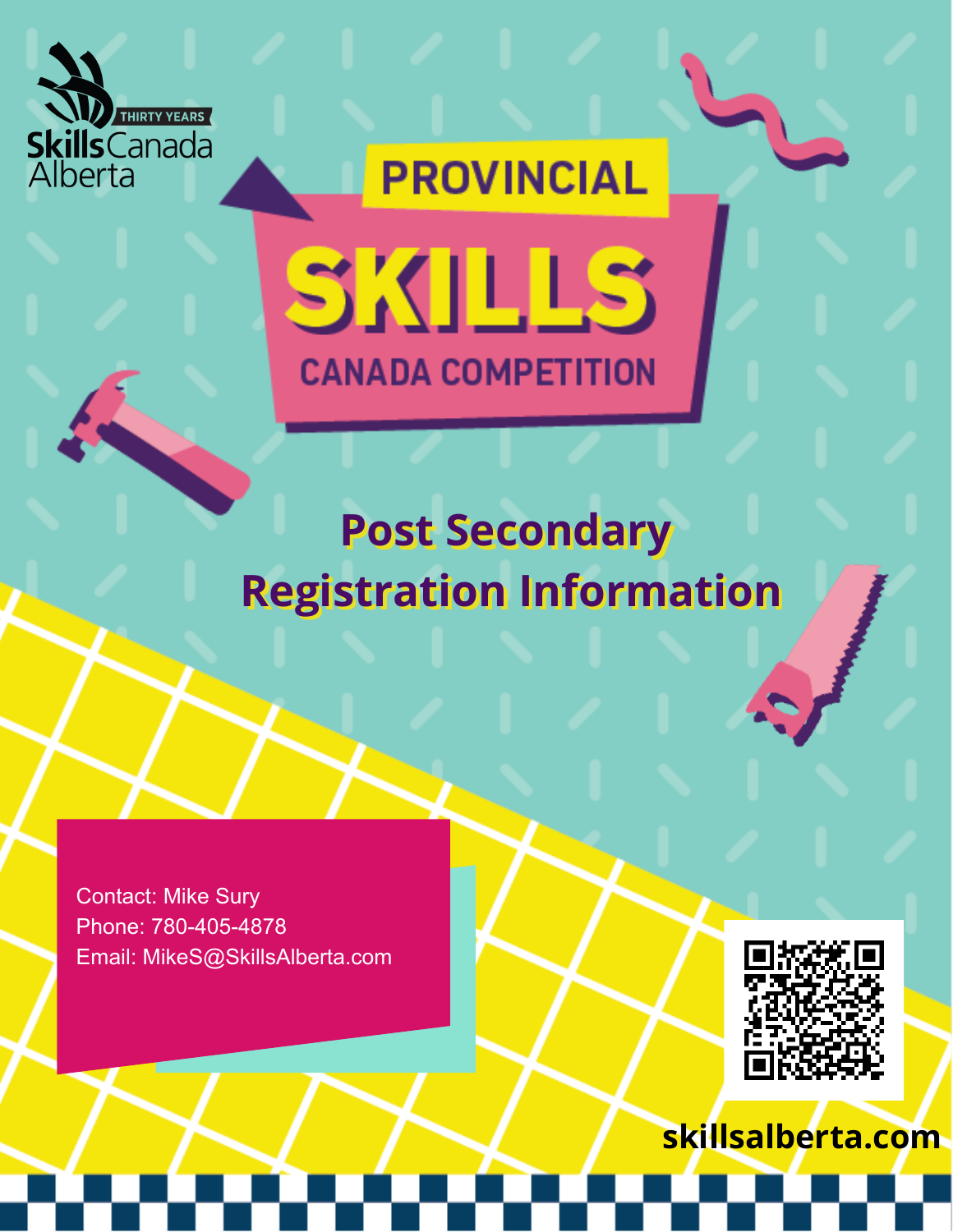THIRTY YEARS

Skills Canada Alberta

# PROVINCIAL SKILLS CANADA COMPETITION

## Post Secondary Registration Information

Contact: Mike Sury
Phone: 780-405-4878
Email: MikeS@SkillsAlberta.com

**skillsalberta.com**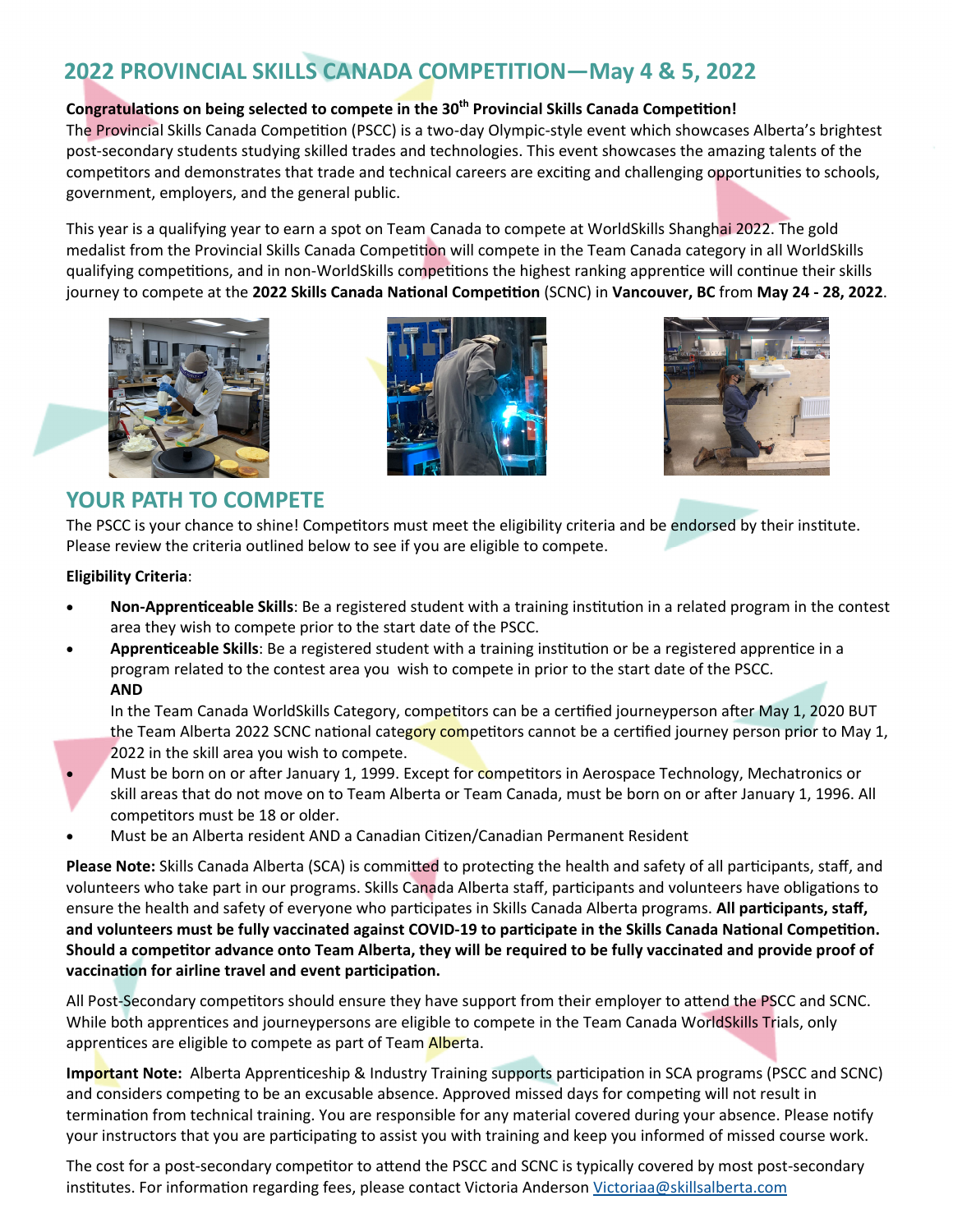## 2022 PROVINCIAL SKILLS CANADA COMPETITION—May 4 & 5, 2022

**Congratulations on being selected to compete in the 30th Provincial Skills Canada Competition!**

The Provincial Skills Canada Competition (PSCC) is a two-day Olympic-style event which showcases Alberta's brightest post-secondary students studying skilled trades and technologies. This event showcases the amazing talents of the competitors and demonstrates that trade and technical careers are exciting and challenging opportunities to schools, government, employers, and the general public.

This year is a qualifying year to earn a spot on Team Canada to compete at WorldSkills Shanghai 2022. The gold medalist from the Provincial Skills Canada Competition will compete in the Team Canada category in all WorldSkills qualifying competitions, and in non-WorldSkills competitions the highest ranking apprentice will continue their skills journey to compete at the **2022 Skills Canada National Competition** (SCNC) in **Vancouver, BC** from **May 24 - 28, 2022**.

## YOUR PATH TO COMPETE

The PSCC is your chance to shine! Competitors must meet the eligibility criteria and be endorsed by their institute. Please review the criteria outlined below to see if you are eligible to compete.

**Eligibility Criteria**:

- **Non-Apprenticeable Skills**: Be a registered student with a training institution in a related program in the contest area they wish to compete prior to the start date of the PSCC.
- **Apprenticeable Skills**: Be a registered student with a training institution or be a registered apprentice in a program related to the contest area you wish to compete in prior to the start date of the PSCC.
  **AND**
  In the Team Canada WorldSkills Category, competitors can be a certified journeyperson after May 1, 2020 BUT the Team Alberta 2022 SCNC national category competitors cannot be a certified journey person prior to May 1, 2022 in the skill area you wish to compete.
- Must be born on or after January 1, 1999. Except for competitors in Aerospace Technology, Mechatronics or skill areas that do not move on to Team Alberta or Team Canada, must be born on or after January 1, 1996. All competitors must be 18 or older.
- Must be an Alberta resident AND a Canadian Citizen/Canadian Permanent Resident

**Please Note:** Skills Canada Alberta (SCA) is committed to protecting the health and safety of all participants, staff, and volunteers who take part in our programs. Skills Canada Alberta staff, participants and volunteers have obligations to ensure the health and safety of everyone who participates in Skills Canada Alberta programs. **All participants, staff, and volunteers must be fully vaccinated against COVID-19 to participate in the Skills Canada National Competition. Should a competitor advance onto Team Alberta, they will be required to be fully vaccinated and provide proof of vaccination for airline travel and event participation.**

All Post-Secondary competitors should ensure they have support from their employer to attend the PSCC and SCNC. While both apprentices and journeypersons are eligible to compete in the Team Canada WorldSkills Trials, only apprentices are eligible to compete as part of Team Alberta.

**Important Note:** Alberta Apprenticeship & Industry Training supports participation in SCA programs (PSCC and SCNC) and considers competing to be an excusable absence. Approved missed days for competing will not result in termination from technical training. You are responsible for any material covered during your absence. Please notify your instructors that you are participating to assist you with training and keep you informed of missed course work.

The cost for a post-secondary competitor to attend the PSCC and SCNC is typically covered by most post-secondary institutes. For information regarding fees, please contact Victoria Anderson Victoriaa@skillsalberta.com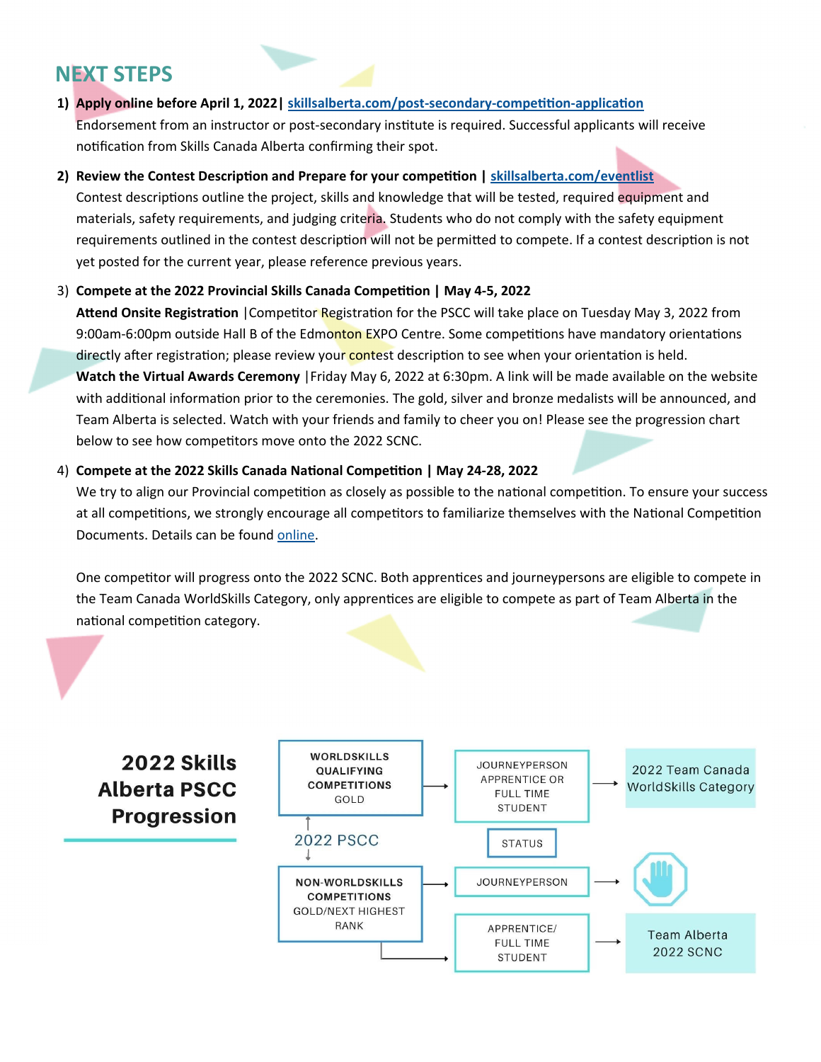## NEXT STEPS

1) **Apply online before April 1, 2022 | skillsalberta.com/post-secondary-competition-application**
   Endorsement from an instructor or post-secondary institute is required. Successful applicants will receive notification from Skills Canada Alberta confirming their spot.

2) **Review the Contest Description and Prepare for your competition | skillsalberta.com/eventlist**
   Contest descriptions outline the project, skills and knowledge that will be tested, required equipment and materials, safety requirements, and judging criteria. Students who do not comply with the safety equipment requirements outlined in the contest description will not be permitted to compete. If a contest description is not yet posted for the current year, please reference previous years.

3) **Compete at the 2022 Provincial Skills Canada Competition | May 4-5, 2022**
   **Attend Onsite Registration** |Competitor Registration for the PSCC will take place on Tuesday May 3, 2022 from 9:00am-6:00pm outside Hall B of the Edmonton EXPO Centre. Some competitions have mandatory orientations directly after registration; please review your contest description to see when your orientation is held.
   **Watch the Virtual Awards Ceremony** |Friday May 6, 2022 at 6:30pm. A link will be made available on the website with additional information prior to the ceremonies. The gold, silver and bronze medalists will be announced, and Team Alberta is selected. Watch with your friends and family to cheer you on! Please see the progression chart below to see how competitors move onto the 2022 SCNC.

4) **Compete at the 2022 Skills Canada National Competition | May 24-28, 2022**
   We try to align our Provincial competition as closely as possible to the national competition. To ensure your success at all competitions, we strongly encourage all competitors to familiarize themselves with the National Competition Documents. Details can be found online.

   One competitor will progress onto the 2022 SCNC. Both apprentices and journeypersons are eligible to compete in the Team Canada WorldSkills Category, only apprentices are eligible to compete as part of Team Alberta in the national competition category.

## 2022 Skills Alberta PSCC Progression

2022 PSCC

- WORLDSKILLS QUALIFYING COMPETITIONS GOLD → JOURNEYPERSON APPRENTICE OR FULL TIME STUDENT → 2022 Team Canada WorldSkills Category
- NON-WORLDSKILLS COMPETITIONS GOLD/NEXT HIGHEST RANK → STATUS:
  - JOURNEYPERSON → (stop)
  - APPRENTICE/ FULL TIME STUDENT → Team Alberta 2022 SCNC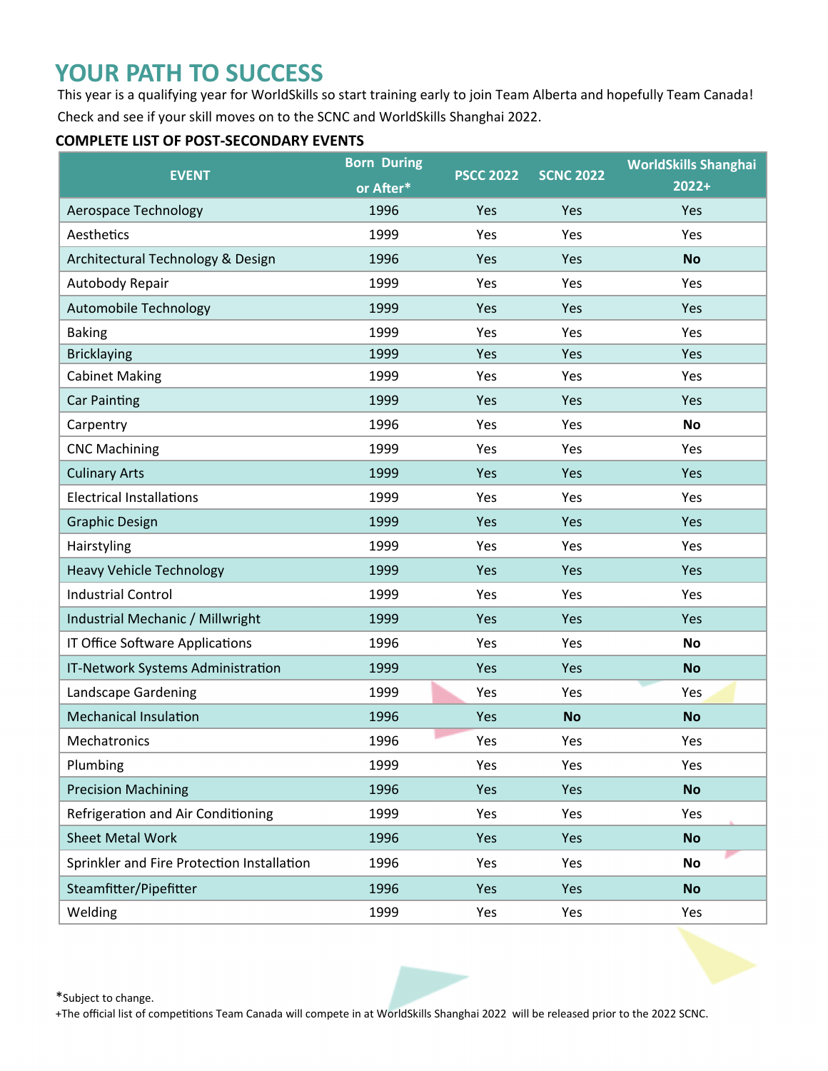# YOUR PATH TO SUCCESS

This year is a qualifying year for WorldSkills so start training early to join Team Alberta and hopefully Team Canada! Check and see if your skill moves on to the SCNC and WorldSkills Shanghai 2022.

### COMPLETE LIST OF POST-SECONDARY EVENTS

| EVENT | Born During or After* | PSCC 2022 | SCNC 2022 | WorldSkills Shanghai 2022+ |
|---|---|---|---|---|
| Aerospace Technology | 1996 | Yes | Yes | Yes |
| Aesthetics | 1999 | Yes | Yes | Yes |
| Architectural Technology & Design | 1996 | Yes | Yes | **No** |
| Autobody Repair | 1999 | Yes | Yes | Yes |
| Automobile Technology | 1999 | Yes | Yes | Yes |
| Baking | 1999 | Yes | Yes | Yes |
| Bricklaying | 1999 | Yes | Yes | Yes |
| Cabinet Making | 1999 | Yes | Yes | Yes |
| Car Painting | 1999 | Yes | Yes | Yes |
| Carpentry | 1996 | Yes | Yes | **No** |
| CNC Machining | 1999 | Yes | Yes | Yes |
| Culinary Arts | 1999 | Yes | Yes | Yes |
| Electrical Installations | 1999 | Yes | Yes | Yes |
| Graphic Design | 1999 | Yes | Yes | Yes |
| Hairstyling | 1999 | Yes | Yes | Yes |
| Heavy Vehicle Technology | 1999 | Yes | Yes | Yes |
| Industrial Control | 1999 | Yes | Yes | Yes |
| Industrial Mechanic / Millwright | 1999 | Yes | Yes | Yes |
| IT Office Software Applications | 1996 | Yes | Yes | **No** |
| IT-Network Systems Administration | 1999 | Yes | Yes | **No** |
| Landscape Gardening | 1999 | Yes | Yes | Yes |
| Mechanical Insulation | 1996 | Yes | **No** | **No** |
| Mechatronics | 1996 | Yes | Yes | Yes |
| Plumbing | 1999 | Yes | Yes | Yes |
| Precision Machining | 1996 | Yes | Yes | **No** |
| Refrigeration and Air Conditioning | 1999 | Yes | Yes | Yes |
| Sheet Metal Work | 1996 | Yes | Yes | **No** |
| Sprinkler and Fire Protection Installation | 1996 | Yes | Yes | **No** |
| Steamfitter/Pipefitter | 1996 | Yes | Yes | **No** |
| Welding | 1999 | Yes | Yes | Yes |

*Subject to change.

+The official list of competitions Team Canada will compete in at WorldSkills Shanghai 2022 will be released prior to the 2022 SCNC.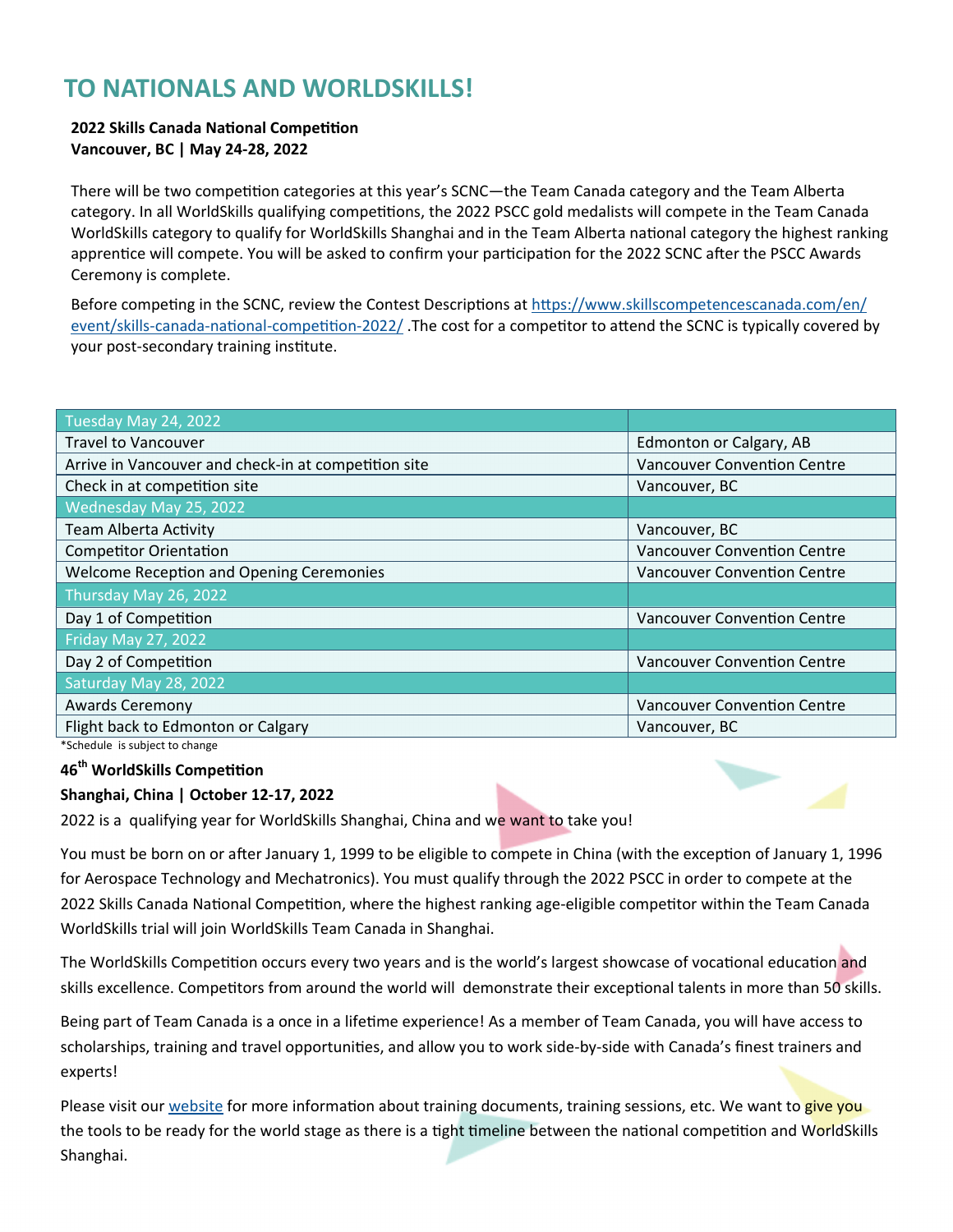# TO NATIONALS AND WORLDSKILLS!

**2022 Skills Canada National Competition**
**Vancouver, BC | May 24-28, 2022**

There will be two competition categories at this year's SCNC—the Team Canada category and the Team Alberta category. In all WorldSkills qualifying competitions, the 2022 PSCC gold medalists will compete in the Team Canada WorldSkills category to qualify for WorldSkills Shanghai and in the Team Alberta national category the highest ranking apprentice will compete. You will be asked to confirm your participation for the 2022 SCNC after the PSCC Awards Ceremony is complete.

Before competing in the SCNC, review the Contest Descriptions at https://www.skillscompetencescanada.com/en/event/skills-canada-national-competition-2022/ .The cost for a competitor to attend the SCNC is typically covered by your post-secondary training institute.

| | |
|---|---|
| Tuesday May 24, 2022 | |
| Travel to Vancouver | Edmonton or Calgary, AB |
| Arrive in Vancouver and check-in at competition site | Vancouver Convention Centre |
| Check in at competition site | Vancouver, BC |
| Wednesday May 25, 2022 | |
| Team Alberta Activity | Vancouver, BC |
| Competitor Orientation | Vancouver Convention Centre |
| Welcome Reception and Opening Ceremonies | Vancouver Convention Centre |
| Thursday May 26, 2022 | |
| Day 1 of Competition | Vancouver Convention Centre |
| Friday May 27, 2022 | |
| Day 2 of Competition | Vancouver Convention Centre |
| Saturday May 28, 2022 | |
| Awards Ceremony | Vancouver Convention Centre |
| Flight back to Edmonton or Calgary | Vancouver, BC |

*Schedule is subject to change

**46th WorldSkills Competition**

**Shanghai, China | October 12-17, 2022**

2022 is a qualifying year for WorldSkills Shanghai, China and we want to take you!

You must be born on or after January 1, 1999 to be eligible to compete in China (with the exception of January 1, 1996 for Aerospace Technology and Mechatronics). You must qualify through the 2022 PSCC in order to compete at the 2022 Skills Canada National Competition, where the highest ranking age-eligible competitor within the Team Canada WorldSkills trial will join WorldSkills Team Canada in Shanghai.

The WorldSkills Competition occurs every two years and is the world's largest showcase of vocational education and skills excellence. Competitors from around the world will demonstrate their exceptional talents in more than 50 skills.

Being part of Team Canada is a once in a lifetime experience! As a member of Team Canada, you will have access to scholarships, training and travel opportunities, and allow you to work side-by-side with Canada's finest trainers and experts!

Please visit our website for more information about training documents, training sessions, etc. We want to give you the tools to be ready for the world stage as there is a tight timeline between the national competition and WorldSkills Shanghai.